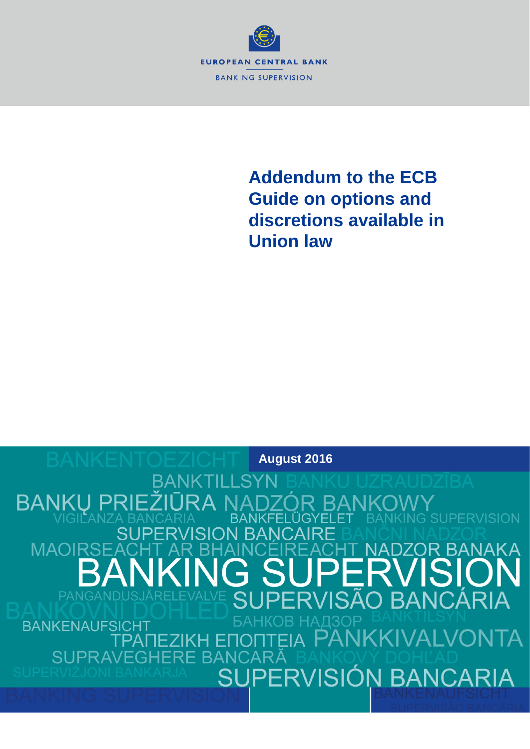EUROPEAN CENTRAL BANK

BANKING SUPERVISION

# Addendum to the ECB Guide on options and discretions available in Union law

August 2016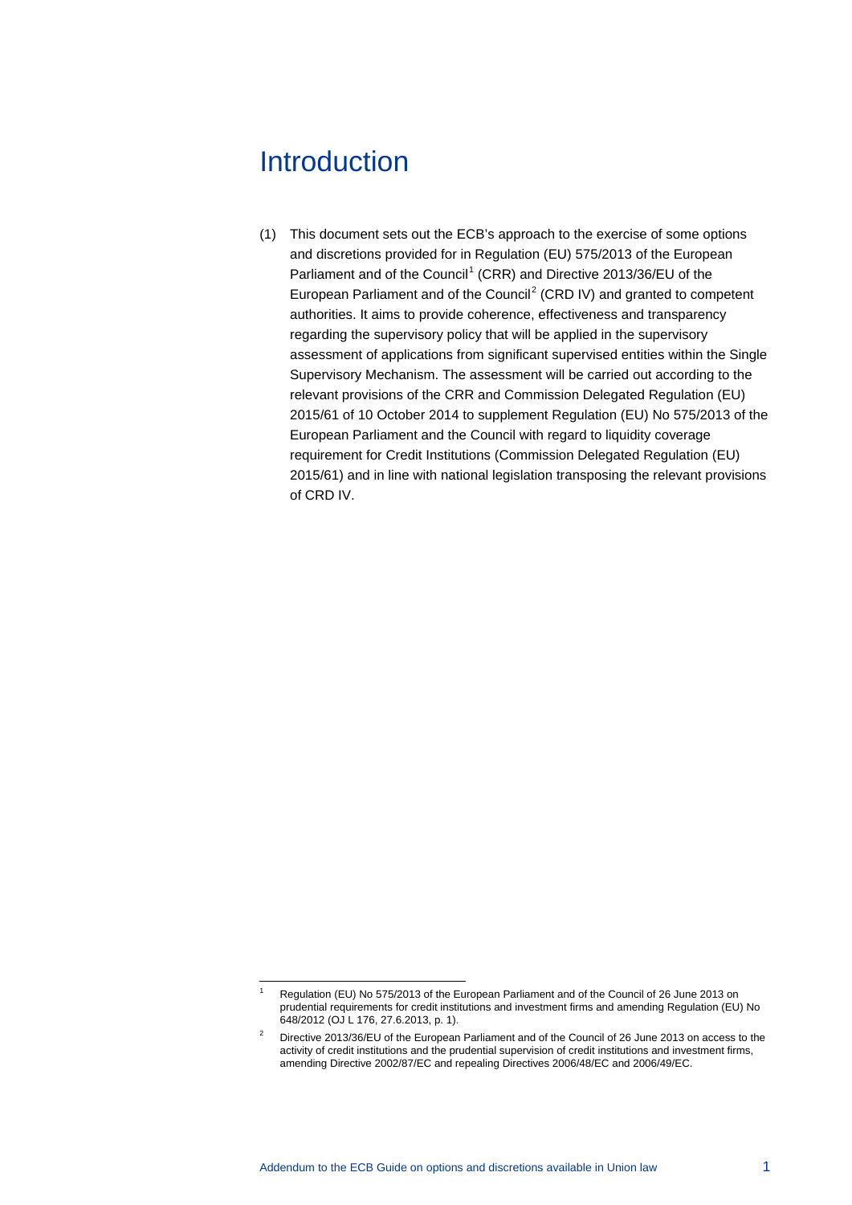# Introduction

(1) This document sets out the ECB's approach to the exercise of some options and discretions provided for in Regulation (EU) 575/2013 of the European Parliament and of the Council[1] (CRR) and Directive 2013/36/EU of the European Parliament and of the Council[2] (CRD IV) and granted to competent authorities. It aims to provide coherence, effectiveness and transparency regarding the supervisory policy that will be applied in the supervisory assessment of applications from significant supervised entities within the Single Supervisory Mechanism. The assessment will be carried out according to the relevant provisions of the CRR and Commission Delegated Regulation (EU) 2015/61 of 10 October 2014 to supplement Regulation (EU) No 575/2013 of the European Parliament and the Council with regard to liquidity coverage requirement for Credit Institutions (Commission Delegated Regulation (EU) 2015/61) and in line with national legislation transposing the relevant provisions of CRD IV.

---

[1] Regulation (EU) No 575/2013 of the European Parliament and of the Council of 26 June 2013 on prudential requirements for credit institutions and investment firms and amending Regulation (EU) No 648/2012 (OJ L 176, 27.6.2013, p. 1).

[2] Directive 2013/36/EU of the European Parliament and of the Council of 26 June 2013 on access to the activity of credit institutions and the prudential supervision of credit institutions and investment firms, amending Directive 2002/87/EC and repealing Directives 2006/48/EC and 2006/49/EC.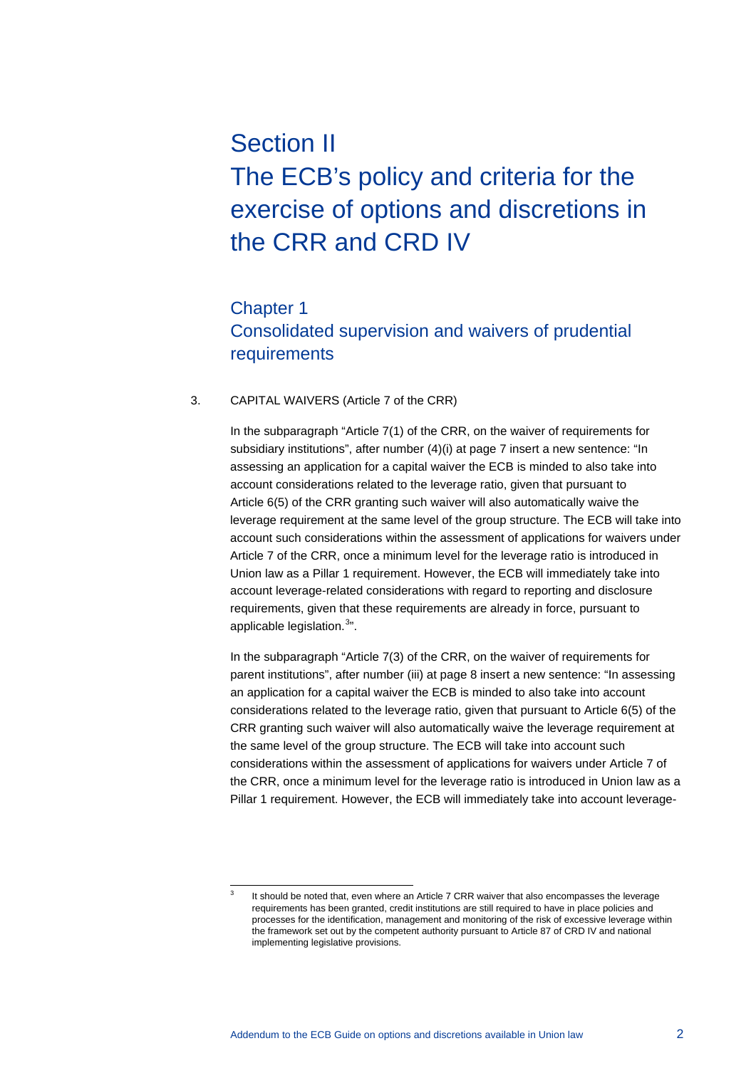# Section II The ECB's policy and criteria for the exercise of options and discretions in the CRR and CRD IV

## Chapter 1 Consolidated supervision and waivers of prudential requirements

3. CAPITAL WAIVERS (Article 7 of the CRR)

In the subparagraph "Article 7(1) of the CRR, on the waiver of requirements for subsidiary institutions", after number (4)(i) at page 7 insert a new sentence: "In assessing an application for a capital waiver the ECB is minded to also take into account considerations related to the leverage ratio, given that pursuant to Article 6(5) of the CRR granting such waiver will also automatically waive the leverage requirement at the same level of the group structure. The ECB will take into account such considerations within the assessment of applications for waivers under Article 7 of the CRR, once a minimum level for the leverage ratio is introduced in Union law as a Pillar 1 requirement. However, the ECB will immediately take into account leverage-related considerations with regard to reporting and disclosure requirements, given that these requirements are already in force, pursuant to applicable legislation.[3]".

In the subparagraph "Article 7(3) of the CRR, on the waiver of requirements for parent institutions", after number (iii) at page 8 insert a new sentence: "In assessing an application for a capital waiver the ECB is minded to also take into account considerations related to the leverage ratio, given that pursuant to Article 6(5) of the CRR granting such waiver will also automatically waive the leverage requirement at the same level of the group structure. The ECB will take into account such considerations within the assessment of applications for waivers under Article 7 of the CRR, once a minimum level for the leverage ratio is introduced in Union law as a Pillar 1 requirement. However, the ECB will immediately take into account leverage-

[3] It should be noted that, even where an Article 7 CRR waiver that also encompasses the leverage requirements has been granted, credit institutions are still required to have in place policies and processes for the identification, management and monitoring of the risk of excessive leverage within the framework set out by the competent authority pursuant to Article 87 of CRD IV and national implementing legislative provisions.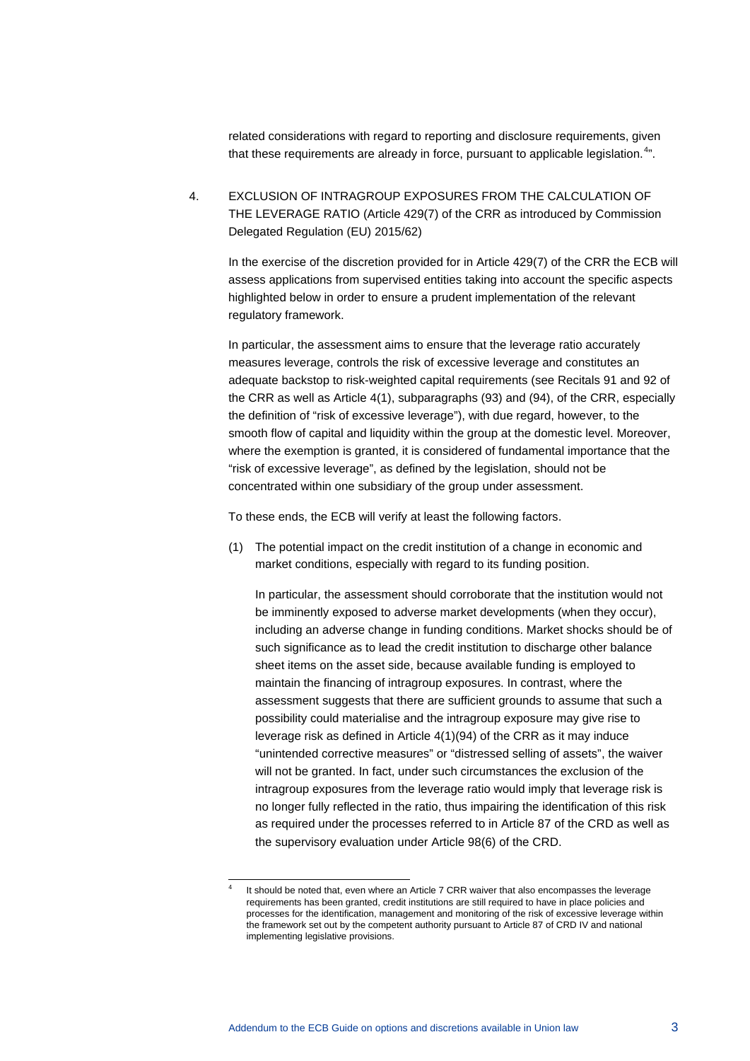related considerations with regard to reporting and disclosure requirements, given that these requirements are already in force, pursuant to applicable legislation.[4]".

4. EXCLUSION OF INTRAGROUP EXPOSURES FROM THE CALCULATION OF THE LEVERAGE RATIO (Article 429(7) of the CRR as introduced by Commission Delegated Regulation (EU) 2015/62)

In the exercise of the discretion provided for in Article 429(7) of the CRR the ECB will assess applications from supervised entities taking into account the specific aspects highlighted below in order to ensure a prudent implementation of the relevant regulatory framework.

In particular, the assessment aims to ensure that the leverage ratio accurately measures leverage, controls the risk of excessive leverage and constitutes an adequate backstop to risk-weighted capital requirements (see Recitals 91 and 92 of the CRR as well as Article 4(1), subparagraphs (93) and (94), of the CRR, especially the definition of "risk of excessive leverage"), with due regard, however, to the smooth flow of capital and liquidity within the group at the domestic level. Moreover, where the exemption is granted, it is considered of fundamental importance that the "risk of excessive leverage", as defined by the legislation, should not be concentrated within one subsidiary of the group under assessment.

To these ends, the ECB will verify at least the following factors.

(1) The potential impact on the credit institution of a change in economic and market conditions, especially with regard to its funding position.

In particular, the assessment should corroborate that the institution would not be imminently exposed to adverse market developments (when they occur), including an adverse change in funding conditions. Market shocks should be of such significance as to lead the credit institution to discharge other balance sheet items on the asset side, because available funding is employed to maintain the financing of intragroup exposures. In contrast, where the assessment suggests that there are sufficient grounds to assume that such a possibility could materialise and the intragroup exposure may give rise to leverage risk as defined in Article 4(1)(94) of the CRR as it may induce "unintended corrective measures" or "distressed selling of assets", the waiver will not be granted. In fact, under such circumstances the exclusion of the intragroup exposures from the leverage ratio would imply that leverage risk is no longer fully reflected in the ratio, thus impairing the identification of this risk as required under the processes referred to in Article 87 of the CRD as well as the supervisory evaluation under Article 98(6) of the CRD.

[4] It should be noted that, even where an Article 7 CRR waiver that also encompasses the leverage requirements has been granted, credit institutions are still required to have in place policies and processes for the identification, management and monitoring of the risk of excessive leverage within the framework set out by the competent authority pursuant to Article 87 of CRD IV and national implementing legislative provisions.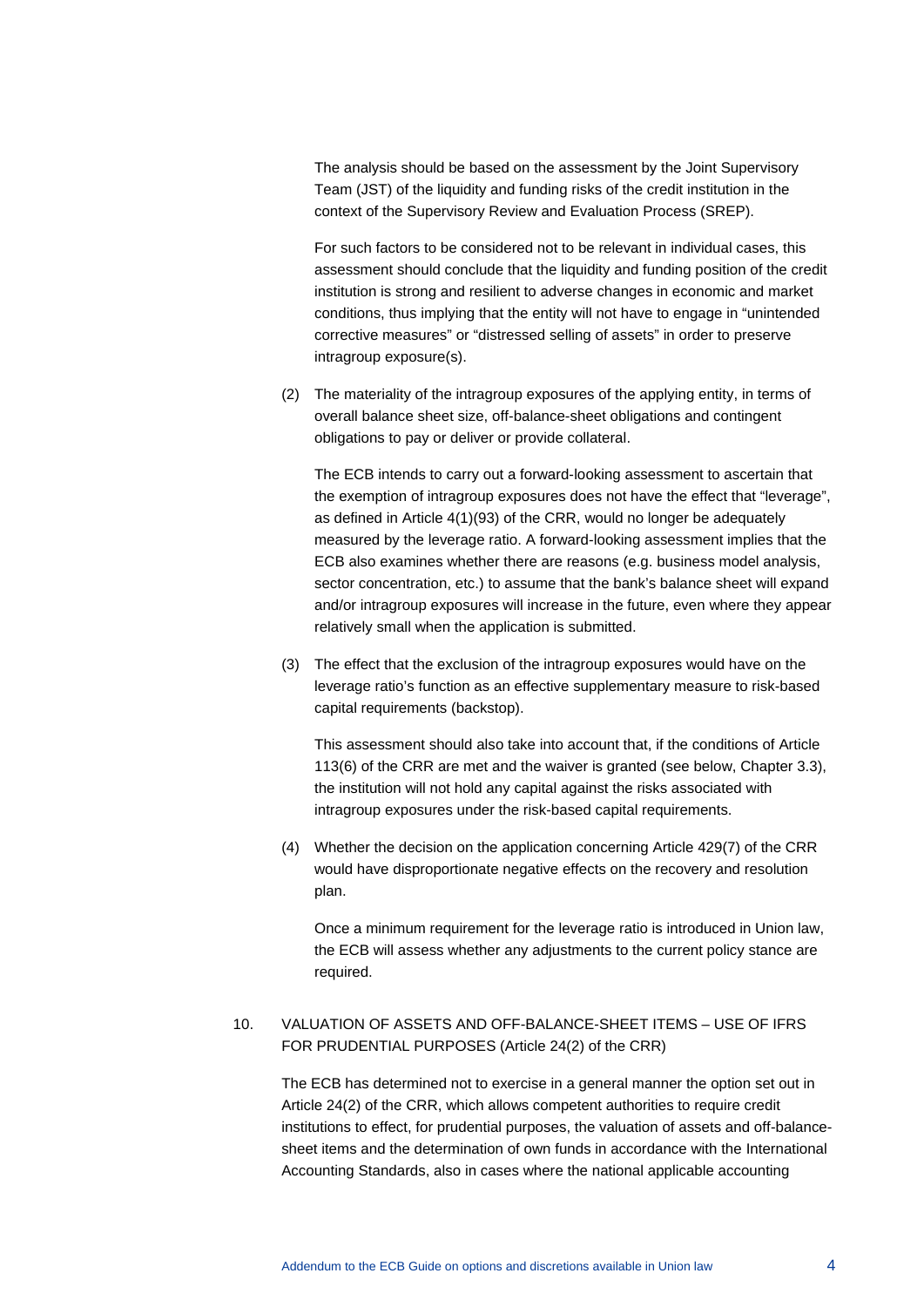The analysis should be based on the assessment by the Joint Supervisory Team (JST) of the liquidity and funding risks of the credit institution in the context of the Supervisory Review and Evaluation Process (SREP).

For such factors to be considered not to be relevant in individual cases, this assessment should conclude that the liquidity and funding position of the credit institution is strong and resilient to adverse changes in economic and market conditions, thus implying that the entity will not have to engage in "unintended corrective measures" or "distressed selling of assets" in order to preserve intragroup exposure(s).

(2) The materiality of the intragroup exposures of the applying entity, in terms of overall balance sheet size, off-balance-sheet obligations and contingent obligations to pay or deliver or provide collateral.

The ECB intends to carry out a forward-looking assessment to ascertain that the exemption of intragroup exposures does not have the effect that "leverage", as defined in Article 4(1)(93) of the CRR, would no longer be adequately measured by the leverage ratio. A forward-looking assessment implies that the ECB also examines whether there are reasons (e.g. business model analysis, sector concentration, etc.) to assume that the bank's balance sheet will expand and/or intragroup exposures will increase in the future, even where they appear relatively small when the application is submitted.

(3) The effect that the exclusion of the intragroup exposures would have on the leverage ratio's function as an effective supplementary measure to risk-based capital requirements (backstop).

This assessment should also take into account that, if the conditions of Article 113(6) of the CRR are met and the waiver is granted (see below, Chapter 3.3), the institution will not hold any capital against the risks associated with intragroup exposures under the risk-based capital requirements.

(4) Whether the decision on the application concerning Article 429(7) of the CRR would have disproportionate negative effects on the recovery and resolution plan.

Once a minimum requirement for the leverage ratio is introduced in Union law, the ECB will assess whether any adjustments to the current policy stance are required.

## 10. VALUATION OF ASSETS AND OFF-BALANCE-SHEET ITEMS – USE OF IFRS FOR PRUDENTIAL PURPOSES (Article 24(2) of the CRR)

The ECB has determined not to exercise in a general manner the option set out in Article 24(2) of the CRR, which allows competent authorities to require credit institutions to effect, for prudential purposes, the valuation of assets and off-balance-sheet items and the determination of own funds in accordance with the International Accounting Standards, also in cases where the national applicable accounting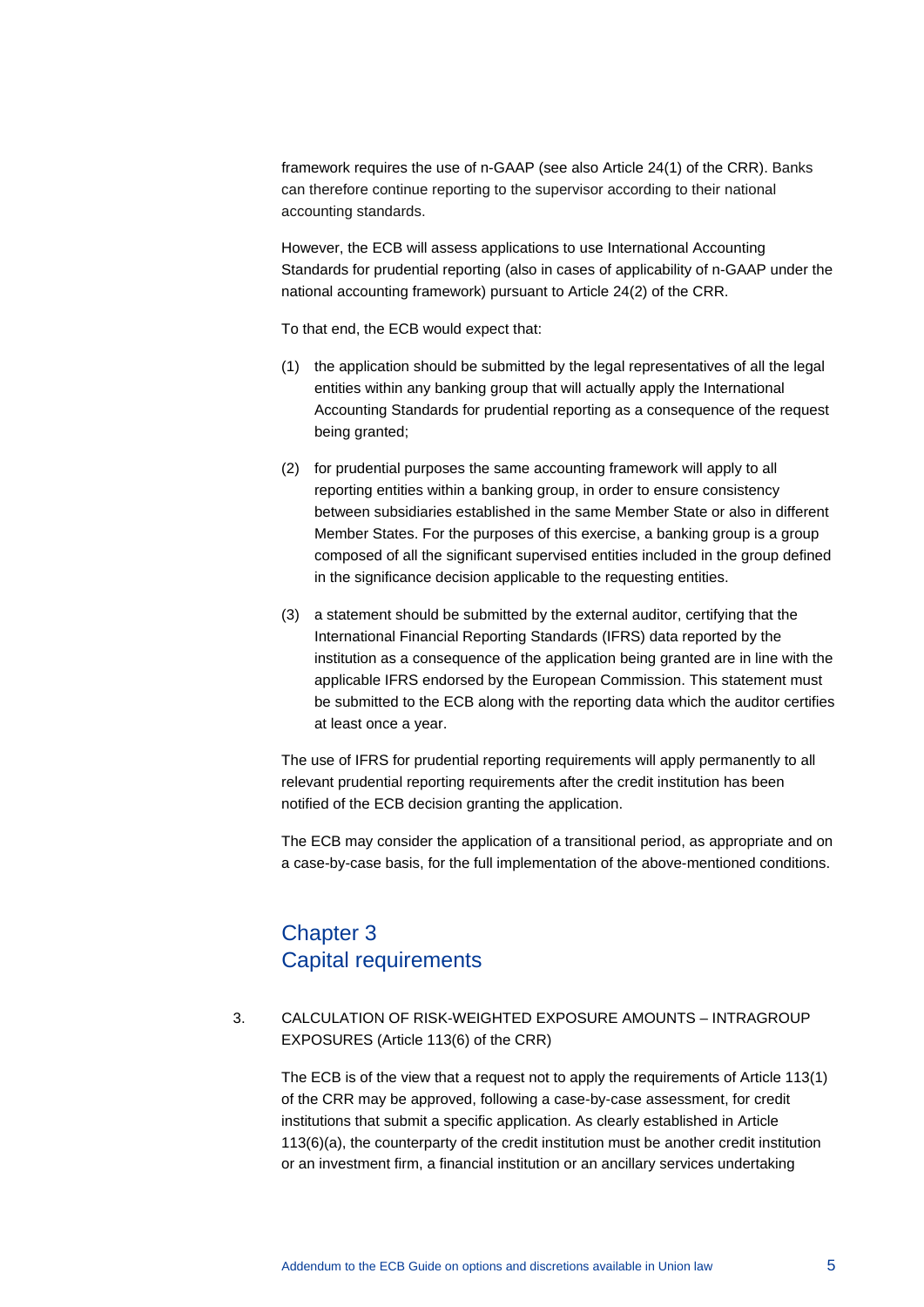framework requires the use of n-GAAP (see also Article 24(1) of the CRR). Banks can therefore continue reporting to the supervisor according to their national accounting standards.

However, the ECB will assess applications to use International Accounting Standards for prudential reporting (also in cases of applicability of n-GAAP under the national accounting framework) pursuant to Article 24(2) of the CRR.

To that end, the ECB would expect that:

(1) the application should be submitted by the legal representatives of all the legal entities within any banking group that will actually apply the International Accounting Standards for prudential reporting as a consequence of the request being granted;

(2) for prudential purposes the same accounting framework will apply to all reporting entities within a banking group, in order to ensure consistency between subsidiaries established in the same Member State or also in different Member States. For the purposes of this exercise, a banking group is a group composed of all the significant supervised entities included in the group defined in the significance decision applicable to the requesting entities.

(3) a statement should be submitted by the external auditor, certifying that the International Financial Reporting Standards (IFRS) data reported by the institution as a consequence of the application being granted are in line with the applicable IFRS endorsed by the European Commission. This statement must be submitted to the ECB along with the reporting data which the auditor certifies at least once a year.

The use of IFRS for prudential reporting requirements will apply permanently to all relevant prudential reporting requirements after the credit institution has been notified of the ECB decision granting the application.

The ECB may consider the application of a transitional period, as appropriate and on a case-by-case basis, for the full implementation of the above-mentioned conditions.

# Chapter 3
# Capital requirements

3. CALCULATION OF RISK-WEIGHTED EXPOSURE AMOUNTS – INTRAGROUP EXPOSURES (Article 113(6) of the CRR)

The ECB is of the view that a request not to apply the requirements of Article 113(1) of the CRR may be approved, following a case-by-case assessment, for credit institutions that submit a specific application. As clearly established in Article 113(6)(a), the counterparty of the credit institution must be another credit institution or an investment firm, a financial institution or an ancillary services undertaking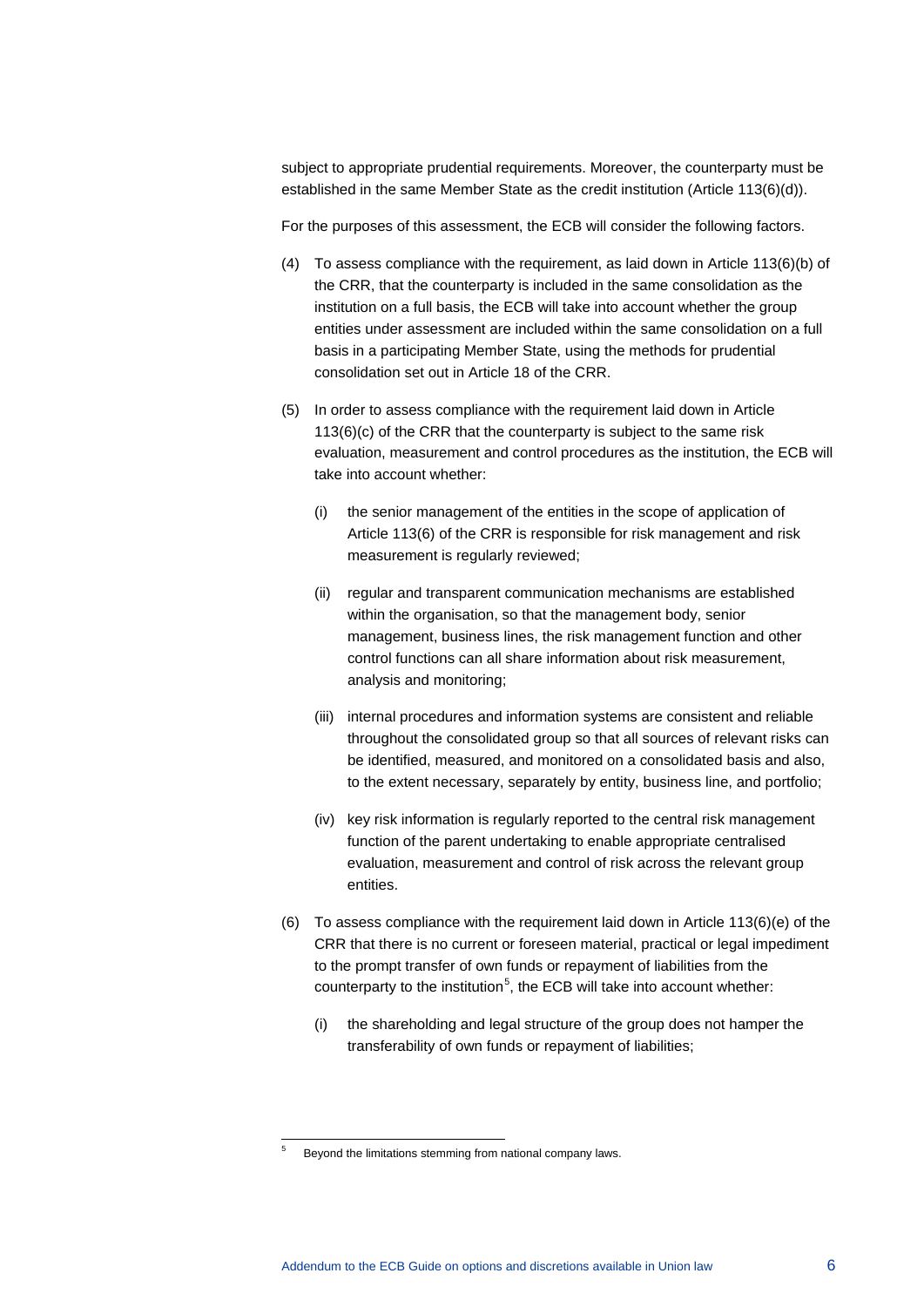subject to appropriate prudential requirements. Moreover, the counterparty must be established in the same Member State as the credit institution (Article 113(6)(d)).

For the purposes of this assessment, the ECB will consider the following factors.

(4) To assess compliance with the requirement, as laid down in Article 113(6)(b) of the CRR, that the counterparty is included in the same consolidation as the institution on a full basis, the ECB will take into account whether the group entities under assessment are included within the same consolidation on a full basis in a participating Member State, using the methods for prudential consolidation set out in Article 18 of the CRR.

(5) In order to assess compliance with the requirement laid down in Article 113(6)(c) of the CRR that the counterparty is subject to the same risk evaluation, measurement and control procedures as the institution, the ECB will take into account whether:

   (i) the senior management of the entities in the scope of application of Article 113(6) of the CRR is responsible for risk management and risk measurement is regularly reviewed;

   (ii) regular and transparent communication mechanisms are established within the organisation, so that the management body, senior management, business lines, the risk management function and other control functions can all share information about risk measurement, analysis and monitoring;

   (iii) internal procedures and information systems are consistent and reliable throughout the consolidated group so that all sources of relevant risks can be identified, measured, and monitored on a consolidated basis and also, to the extent necessary, separately by entity, business line, and portfolio;

   (iv) key risk information is regularly reported to the central risk management function of the parent undertaking to enable appropriate centralised evaluation, measurement and control of risk across the relevant group entities.

(6) To assess compliance with the requirement laid down in Article 113(6)(e) of the CRR that there is no current or foreseen material, practical or legal impediment to the prompt transfer of own funds or repayment of liabilities from the counterparty to the institution[5], the ECB will take into account whether:

   (i) the shareholding and legal structure of the group does not hamper the transferability of own funds or repayment of liabilities;

[5] Beyond the limitations stemming from national company laws.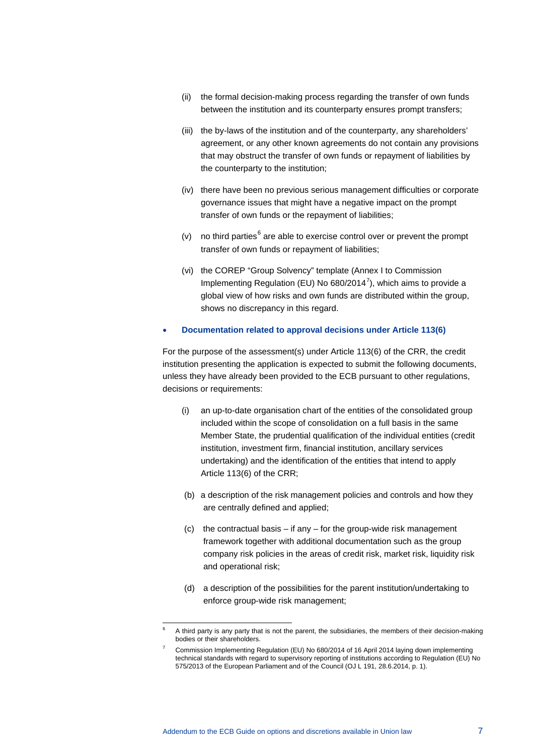(ii) the formal decision-making process regarding the transfer of own funds between the institution and its counterparty ensures prompt transfers;

(iii) the by-laws of the institution and of the counterparty, any shareholders' agreement, or any other known agreements do not contain any provisions that may obstruct the transfer of own funds or repayment of liabilities by the counterparty to the institution;

(iv) there have been no previous serious management difficulties or corporate governance issues that might have a negative impact on the prompt transfer of own funds or the repayment of liabilities;

(v) no third parties[6] are able to exercise control over or prevent the prompt transfer of own funds or repayment of liabilities;

(vi) the COREP "Group Solvency" template (Annex I to Commission Implementing Regulation (EU) No 680/2014[7]), which aims to provide a global view of how risks and own funds are distributed within the group, shows no discrepancy in this regard.

- **Documentation related to approval decisions under Article 113(6)**

For the purpose of the assessment(s) under Article 113(6) of the CRR, the credit institution presenting the application is expected to submit the following documents, unless they have already been provided to the ECB pursuant to other regulations, decisions or requirements:

(i) an up-to-date organisation chart of the entities of the consolidated group included within the scope of consolidation on a full basis in the same Member State, the prudential qualification of the individual entities (credit institution, investment firm, financial institution, ancillary services undertaking) and the identification of the entities that intend to apply Article 113(6) of the CRR;

(b) a description of the risk management policies and controls and how they are centrally defined and applied;

(c) the contractual basis – if any – for the group-wide risk management framework together with additional documentation such as the group company risk policies in the areas of credit risk, market risk, liquidity risk and operational risk;

(d) a description of the possibilities for the parent institution/undertaking to enforce group-wide risk management;

---

[6] A third party is any party that is not the parent, the subsidiaries, the members of their decision-making bodies or their shareholders.

[7] Commission Implementing Regulation (EU) No 680/2014 of 16 April 2014 laying down implementing technical standards with regard to supervisory reporting of institutions according to Regulation (EU) No 575/2013 of the European Parliament and of the Council (OJ L 191, 28.6.2014, p. 1).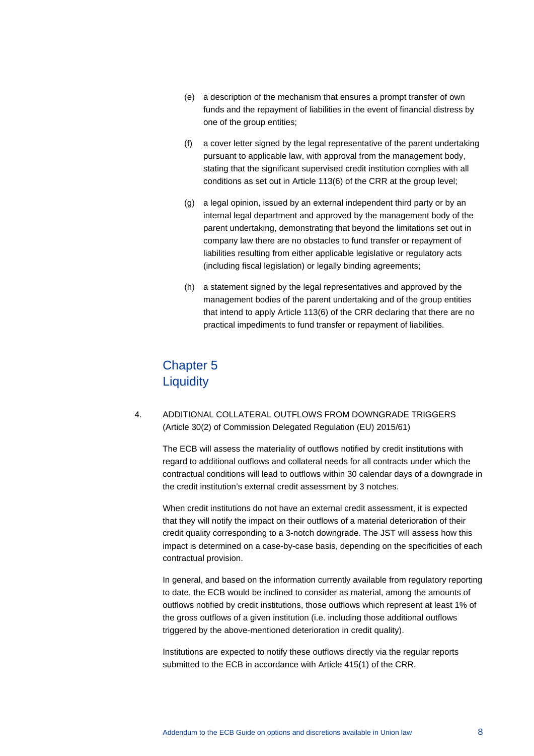(e) a description of the mechanism that ensures a prompt transfer of own funds and the repayment of liabilities in the event of financial distress by one of the group entities;

(f) a cover letter signed by the legal representative of the parent undertaking pursuant to applicable law, with approval from the management body, stating that the significant supervised credit institution complies with all conditions as set out in Article 113(6) of the CRR at the group level;

(g) a legal opinion, issued by an external independent third party or by an internal legal department and approved by the management body of the parent undertaking, demonstrating that beyond the limitations set out in company law there are no obstacles to fund transfer or repayment of liabilities resulting from either applicable legislative or regulatory acts (including fiscal legislation) or legally binding agreements;

(h) a statement signed by the legal representatives and approved by the management bodies of the parent undertaking and of the group entities that intend to apply Article 113(6) of the CRR declaring that there are no practical impediments to fund transfer or repayment of liabilities.

## Chapter 5 Liquidity

4. ADDITIONAL COLLATERAL OUTFLOWS FROM DOWNGRADE TRIGGERS (Article 30(2) of Commission Delegated Regulation (EU) 2015/61)

The ECB will assess the materiality of outflows notified by credit institutions with regard to additional outflows and collateral needs for all contracts under which the contractual conditions will lead to outflows within 30 calendar days of a downgrade in the credit institution's external credit assessment by 3 notches.

When credit institutions do not have an external credit assessment, it is expected that they will notify the impact on their outflows of a material deterioration of their credit quality corresponding to a 3-notch downgrade. The JST will assess how this impact is determined on a case-by-case basis, depending on the specificities of each contractual provision.

In general, and based on the information currently available from regulatory reporting to date, the ECB would be inclined to consider as material, among the amounts of outflows notified by credit institutions, those outflows which represent at least 1% of the gross outflows of a given institution (i.e. including those additional outflows triggered by the above-mentioned deterioration in credit quality).

Institutions are expected to notify these outflows directly via the regular reports submitted to the ECB in accordance with Article 415(1) of the CRR.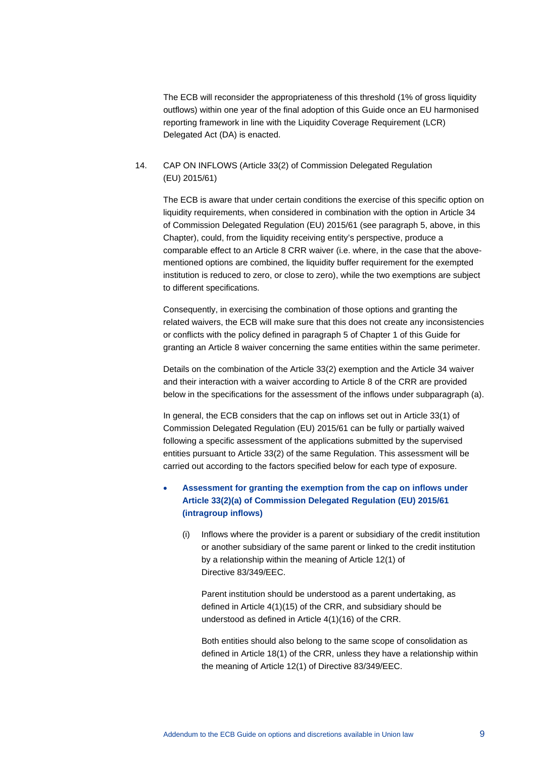The ECB will reconsider the appropriateness of this threshold (1% of gross liquidity outflows) within one year of the final adoption of this Guide once an EU harmonised reporting framework in line with the Liquidity Coverage Requirement (LCR) Delegated Act (DA) is enacted.

14. CAP ON INFLOWS (Article 33(2) of Commission Delegated Regulation (EU) 2015/61)

The ECB is aware that under certain conditions the exercise of this specific option on liquidity requirements, when considered in combination with the option in Article 34 of Commission Delegated Regulation (EU) 2015/61 (see paragraph 5, above, in this Chapter), could, from the liquidity receiving entity's perspective, produce a comparable effect to an Article 8 CRR waiver (i.e. where, in the case that the above-mentioned options are combined, the liquidity buffer requirement for the exempted institution is reduced to zero, or close to zero), while the two exemptions are subject to different specifications.

Consequently, in exercising the combination of those options and granting the related waivers, the ECB will make sure that this does not create any inconsistencies or conflicts with the policy defined in paragraph 5 of Chapter 1 of this Guide for granting an Article 8 waiver concerning the same entities within the same perimeter.

Details on the combination of the Article 33(2) exemption and the Article 34 waiver and their interaction with a waiver according to Article 8 of the CRR are provided below in the specifications for the assessment of the inflows under subparagraph (a).

In general, the ECB considers that the cap on inflows set out in Article 33(1) of Commission Delegated Regulation (EU) 2015/61 can be fully or partially waived following a specific assessment of the applications submitted by the supervised entities pursuant to Article 33(2) of the same Regulation. This assessment will be carried out according to the factors specified below for each type of exposure.

- **Assessment for granting the exemption from the cap on inflows under Article 33(2)(a) of Commission Delegated Regulation (EU) 2015/61 (intragroup inflows)**

  (i) Inflows where the provider is a parent or subsidiary of the credit institution or another subsidiary of the same parent or linked to the credit institution by a relationship within the meaning of Article 12(1) of Directive 83/349/EEC.

  Parent institution should be understood as a parent undertaking, as defined in Article 4(1)(15) of the CRR, and subsidiary should be understood as defined in Article 4(1)(16) of the CRR.

  Both entities should also belong to the same scope of consolidation as defined in Article 18(1) of the CRR, unless they have a relationship within the meaning of Article 12(1) of Directive 83/349/EEC.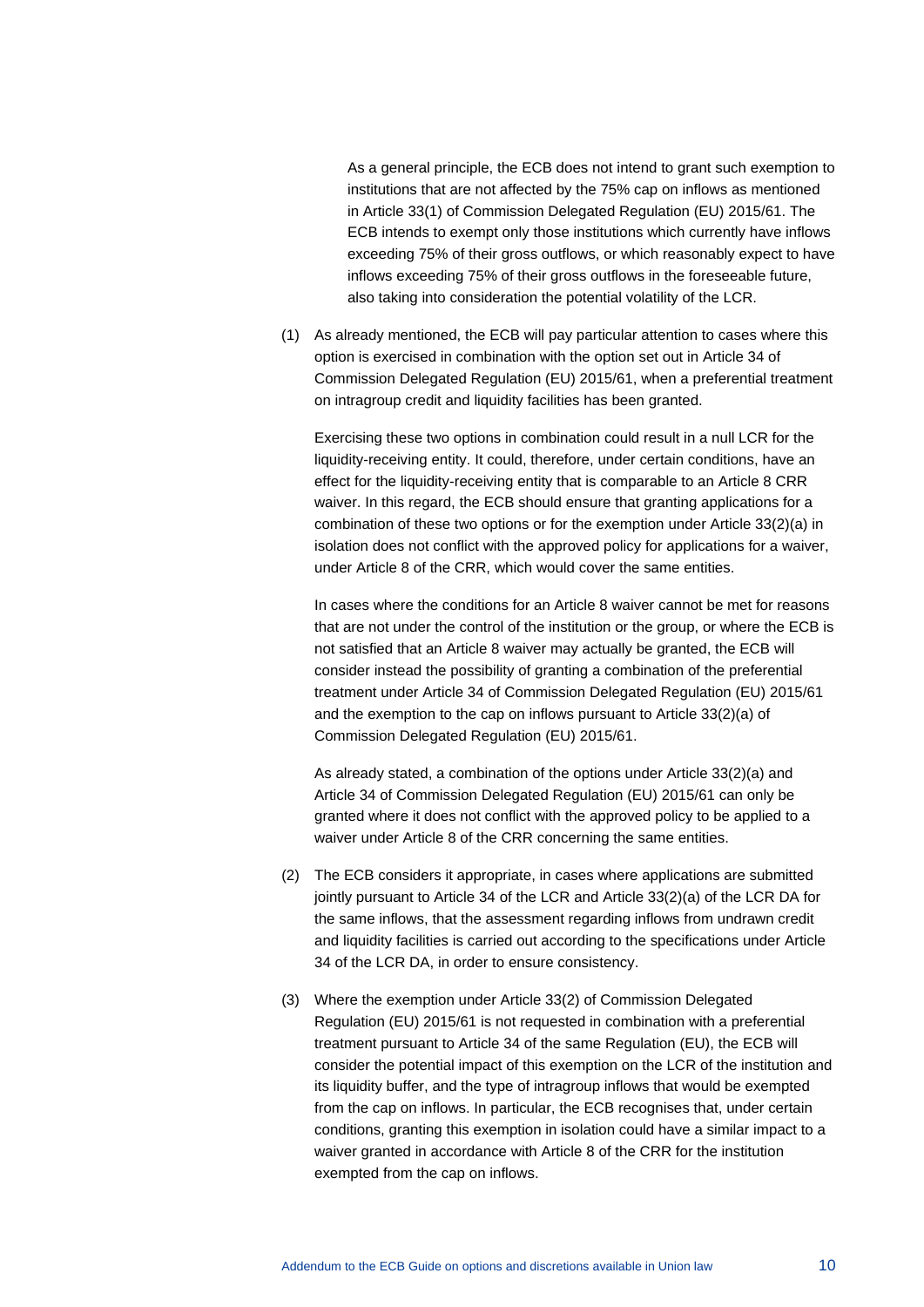As a general principle, the ECB does not intend to grant such exemption to institutions that are not affected by the 75% cap on inflows as mentioned in Article 33(1) of Commission Delegated Regulation (EU) 2015/61. The ECB intends to exempt only those institutions which currently have inflows exceeding 75% of their gross outflows, or which reasonably expect to have inflows exceeding 75% of their gross outflows in the foreseeable future, also taking into consideration the potential volatility of the LCR.

(1) As already mentioned, the ECB will pay particular attention to cases where this option is exercised in combination with the option set out in Article 34 of Commission Delegated Regulation (EU) 2015/61, when a preferential treatment on intragroup credit and liquidity facilities has been granted.

    Exercising these two options in combination could result in a null LCR for the liquidity-receiving entity. It could, therefore, under certain conditions, have an effect for the liquidity-receiving entity that is comparable to an Article 8 CRR waiver. In this regard, the ECB should ensure that granting applications for a combination of these two options or for the exemption under Article 33(2)(a) in isolation does not conflict with the approved policy for applications for a waiver, under Article 8 of the CRR, which would cover the same entities.

    In cases where the conditions for an Article 8 waiver cannot be met for reasons that are not under the control of the institution or the group, or where the ECB is not satisfied that an Article 8 waiver may actually be granted, the ECB will consider instead the possibility of granting a combination of the preferential treatment under Article 34 of Commission Delegated Regulation (EU) 2015/61 and the exemption to the cap on inflows pursuant to Article 33(2)(a) of Commission Delegated Regulation (EU) 2015/61.

    As already stated, a combination of the options under Article 33(2)(a) and Article 34 of Commission Delegated Regulation (EU) 2015/61 can only be granted where it does not conflict with the approved policy to be applied to a waiver under Article 8 of the CRR concerning the same entities.

(2) The ECB considers it appropriate, in cases where applications are submitted jointly pursuant to Article 34 of the LCR and Article 33(2)(a) of the LCR DA for the same inflows, that the assessment regarding inflows from undrawn credit and liquidity facilities is carried out according to the specifications under Article 34 of the LCR DA, in order to ensure consistency.

(3) Where the exemption under Article 33(2) of Commission Delegated Regulation (EU) 2015/61 is not requested in combination with a preferential treatment pursuant to Article 34 of the same Regulation (EU), the ECB will consider the potential impact of this exemption on the LCR of the institution and its liquidity buffer, and the type of intragroup inflows that would be exempted from the cap on inflows. In particular, the ECB recognises that, under certain conditions, granting this exemption in isolation could have a similar impact to a waiver granted in accordance with Article 8 of the CRR for the institution exempted from the cap on inflows.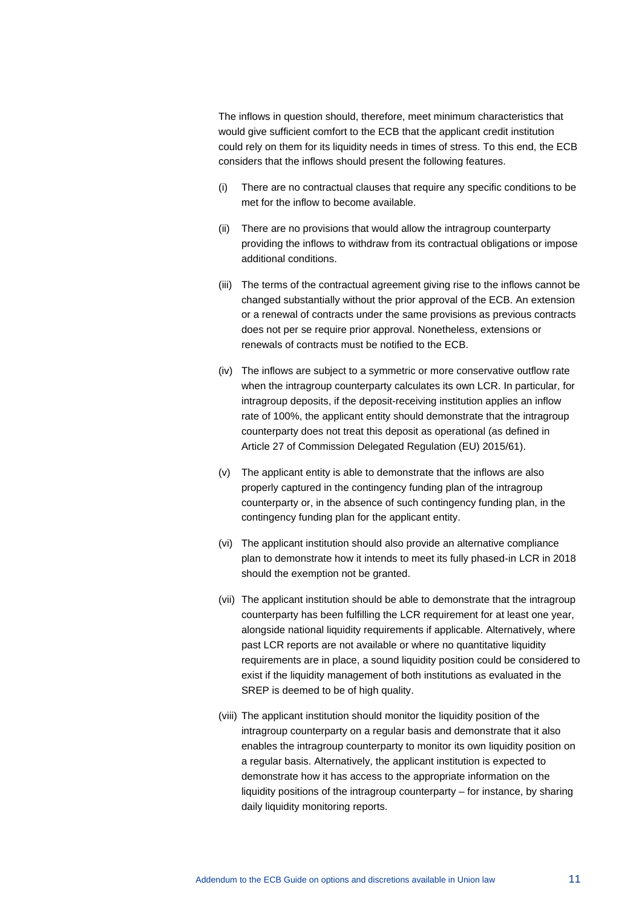The inflows in question should, therefore, meet minimum characteristics that would give sufficient comfort to the ECB that the applicant credit institution could rely on them for its liquidity needs in times of stress. To this end, the ECB considers that the inflows should present the following features.

(i) There are no contractual clauses that require any specific conditions to be met for the inflow to become available.

(ii) There are no provisions that would allow the intragroup counterparty providing the inflows to withdraw from its contractual obligations or impose additional conditions.

(iii) The terms of the contractual agreement giving rise to the inflows cannot be changed substantially without the prior approval of the ECB. An extension or a renewal of contracts under the same provisions as previous contracts does not per se require prior approval. Nonetheless, extensions or renewals of contracts must be notified to the ECB.

(iv) The inflows are subject to a symmetric or more conservative outflow rate when the intragroup counterparty calculates its own LCR. In particular, for intragroup deposits, if the deposit-receiving institution applies an inflow rate of 100%, the applicant entity should demonstrate that the intragroup counterparty does not treat this deposit as operational (as defined in Article 27 of Commission Delegated Regulation (EU) 2015/61).

(v) The applicant entity is able to demonstrate that the inflows are also properly captured in the contingency funding plan of the intragroup counterparty or, in the absence of such contingency funding plan, in the contingency funding plan for the applicant entity.

(vi) The applicant institution should also provide an alternative compliance plan to demonstrate how it intends to meet its fully phased-in LCR in 2018 should the exemption not be granted.

(vii) The applicant institution should be able to demonstrate that the intragroup counterparty has been fulfilling the LCR requirement for at least one year, alongside national liquidity requirements if applicable. Alternatively, where past LCR reports are not available or where no quantitative liquidity requirements are in place, a sound liquidity position could be considered to exist if the liquidity management of both institutions as evaluated in the SREP is deemed to be of high quality.

(viii) The applicant institution should monitor the liquidity position of the intragroup counterparty on a regular basis and demonstrate that it also enables the intragroup counterparty to monitor its own liquidity position on a regular basis. Alternatively, the applicant institution is expected to demonstrate how it has access to the appropriate information on the liquidity positions of the intragroup counterparty – for instance, by sharing daily liquidity monitoring reports.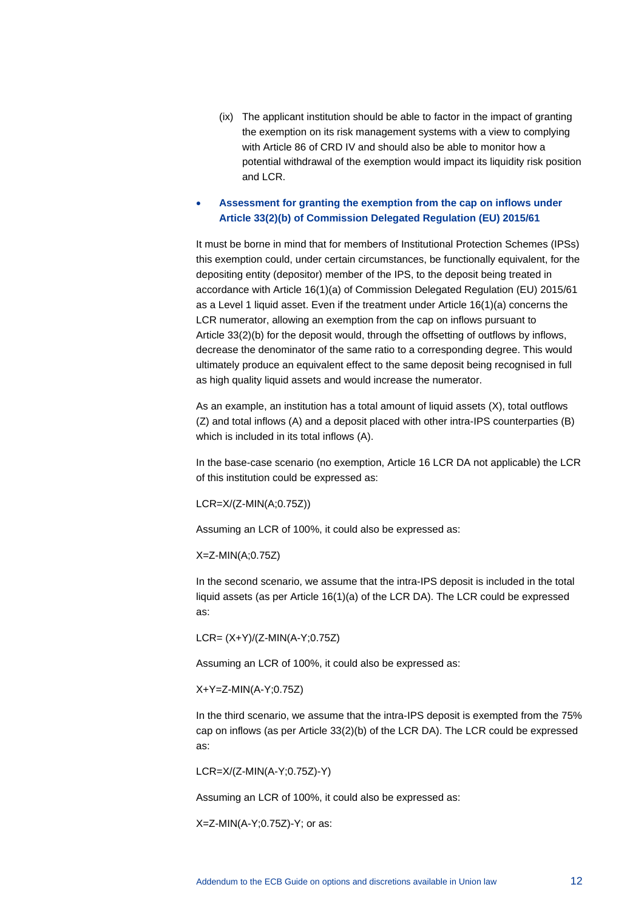(ix) The applicant institution should be able to factor in the impact of granting the exemption on its risk management systems with a view to complying with Article 86 of CRD IV and should also be able to monitor how a potential withdrawal of the exemption would impact its liquidity risk position and LCR.

- **Assessment for granting the exemption from the cap on inflows under Article 33(2)(b) of Commission Delegated Regulation (EU) 2015/61**

It must be borne in mind that for members of Institutional Protection Schemes (IPSs) this exemption could, under certain circumstances, be functionally equivalent, for the depositing entity (depositor) member of the IPS, to the deposit being treated in accordance with Article 16(1)(a) of Commission Delegated Regulation (EU) 2015/61 as a Level 1 liquid asset. Even if the treatment under Article 16(1)(a) concerns the LCR numerator, allowing an exemption from the cap on inflows pursuant to Article 33(2)(b) for the deposit would, through the offsetting of outflows by inflows, decrease the denominator of the same ratio to a corresponding degree. This would ultimately produce an equivalent effect to the same deposit being recognised in full as high quality liquid assets and would increase the numerator.

As an example, an institution has a total amount of liquid assets (X), total outflows (Z) and total inflows (A) and a deposit placed with other intra-IPS counterparties (B) which is included in its total inflows (A).

In the base-case scenario (no exemption, Article 16 LCR DA not applicable) the LCR of this institution could be expressed as:

$$LCR=X/(Z-MIN(A;0.75Z))$$

Assuming an LCR of 100%, it could also be expressed as:

$$X=Z-MIN(A;0.75Z)$$

In the second scenario, we assume that the intra-IPS deposit is included in the total liquid assets (as per Article 16(1)(a) of the LCR DA). The LCR could be expressed as:

$$LCR= (X+Y)/(Z-MIN(A-Y;0.75Z)$$

Assuming an LCR of 100%, it could also be expressed as:

$$X+Y=Z-MIN(A-Y;0.75Z)$$

In the third scenario, we assume that the intra-IPS deposit is exempted from the 75% cap on inflows (as per Article 33(2)(b) of the LCR DA). The LCR could be expressed as:

$$LCR=X/(Z-MIN(A-Y;0.75Z)-Y)$$

Assuming an LCR of 100%, it could also be expressed as:

$$X=Z-MIN(A-Y;0.75Z)-Y\text{; or as:}$$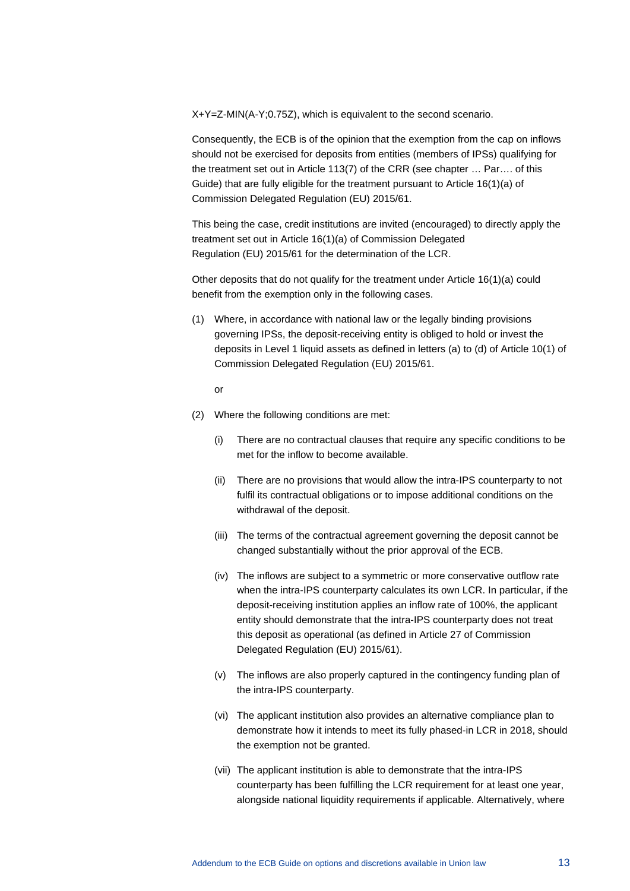X+Y=Z-MIN(A-Y;0.75Z), which is equivalent to the second scenario.

Consequently, the ECB is of the opinion that the exemption from the cap on inflows should not be exercised for deposits from entities (members of IPSs) qualifying for the treatment set out in Article 113(7) of the CRR (see chapter … Par…. of this Guide) that are fully eligible for the treatment pursuant to Article 16(1)(a) of Commission Delegated Regulation (EU) 2015/61.

This being the case, credit institutions are invited (encouraged) to directly apply the treatment set out in Article 16(1)(a) of Commission Delegated Regulation (EU) 2015/61 for the determination of the LCR.

Other deposits that do not qualify for the treatment under Article 16(1)(a) could benefit from the exemption only in the following cases.

(1) Where, in accordance with national law or the legally binding provisions governing IPSs, the deposit-receiving entity is obliged to hold or invest the deposits in Level 1 liquid assets as defined in letters (a) to (d) of Article 10(1) of Commission Delegated Regulation (EU) 2015/61.

or

(2) Where the following conditions are met:

   (i) There are no contractual clauses that require any specific conditions to be met for the inflow to become available.

   (ii) There are no provisions that would allow the intra-IPS counterparty to not fulfil its contractual obligations or to impose additional conditions on the withdrawal of the deposit.

   (iii) The terms of the contractual agreement governing the deposit cannot be changed substantially without the prior approval of the ECB.

   (iv) The inflows are subject to a symmetric or more conservative outflow rate when the intra-IPS counterparty calculates its own LCR. In particular, if the deposit-receiving institution applies an inflow rate of 100%, the applicant entity should demonstrate that the intra-IPS counterparty does not treat this deposit as operational (as defined in Article 27 of Commission Delegated Regulation (EU) 2015/61).

   (v) The inflows are also properly captured in the contingency funding plan of the intra-IPS counterparty.

   (vi) The applicant institution also provides an alternative compliance plan to demonstrate how it intends to meet its fully phased-in LCR in 2018, should the exemption not be granted.

   (vii) The applicant institution is able to demonstrate that the intra-IPS counterparty has been fulfilling the LCR requirement for at least one year, alongside national liquidity requirements if applicable. Alternatively, where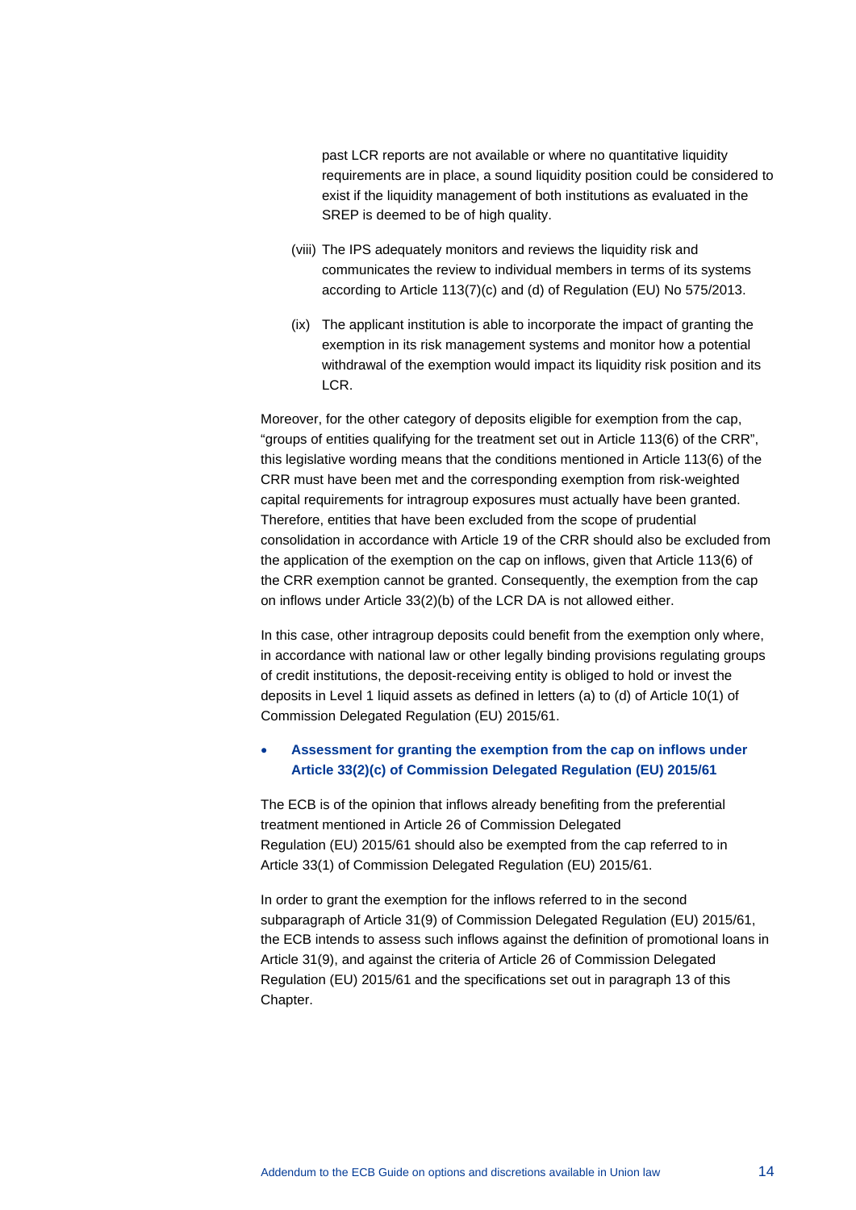past LCR reports are not available or where no quantitative liquidity requirements are in place, a sound liquidity position could be considered to exist if the liquidity management of both institutions as evaluated in the SREP is deemed to be of high quality.

(viii) The IPS adequately monitors and reviews the liquidity risk and communicates the review to individual members in terms of its systems according to Article 113(7)(c) and (d) of Regulation (EU) No 575/2013.

(ix) The applicant institution is able to incorporate the impact of granting the exemption in its risk management systems and monitor how a potential withdrawal of the exemption would impact its liquidity risk position and its LCR.

Moreover, for the other category of deposits eligible for exemption from the cap, "groups of entities qualifying for the treatment set out in Article 113(6) of the CRR", this legislative wording means that the conditions mentioned in Article 113(6) of the CRR must have been met and the corresponding exemption from risk-weighted capital requirements for intragroup exposures must actually have been granted. Therefore, entities that have been excluded from the scope of prudential consolidation in accordance with Article 19 of the CRR should also be excluded from the application of the exemption on the cap on inflows, given that Article 113(6) of the CRR exemption cannot be granted. Consequently, the exemption from the cap on inflows under Article 33(2)(b) of the LCR DA is not allowed either.

In this case, other intragroup deposits could benefit from the exemption only where, in accordance with national law or other legally binding provisions regulating groups of credit institutions, the deposit-receiving entity is obliged to hold or invest the deposits in Level 1 liquid assets as defined in letters (a) to (d) of Article 10(1) of Commission Delegated Regulation (EU) 2015/61.

- **Assessment for granting the exemption from the cap on inflows under Article 33(2)(c) of Commission Delegated Regulation (EU) 2015/61**

The ECB is of the opinion that inflows already benefiting from the preferential treatment mentioned in Article 26 of Commission Delegated Regulation (EU) 2015/61 should also be exempted from the cap referred to in Article 33(1) of Commission Delegated Regulation (EU) 2015/61.

In order to grant the exemption for the inflows referred to in the second subparagraph of Article 31(9) of Commission Delegated Regulation (EU) 2015/61, the ECB intends to assess such inflows against the definition of promotional loans in Article 31(9), and against the criteria of Article 26 of Commission Delegated Regulation (EU) 2015/61 and the specifications set out in paragraph 13 of this Chapter.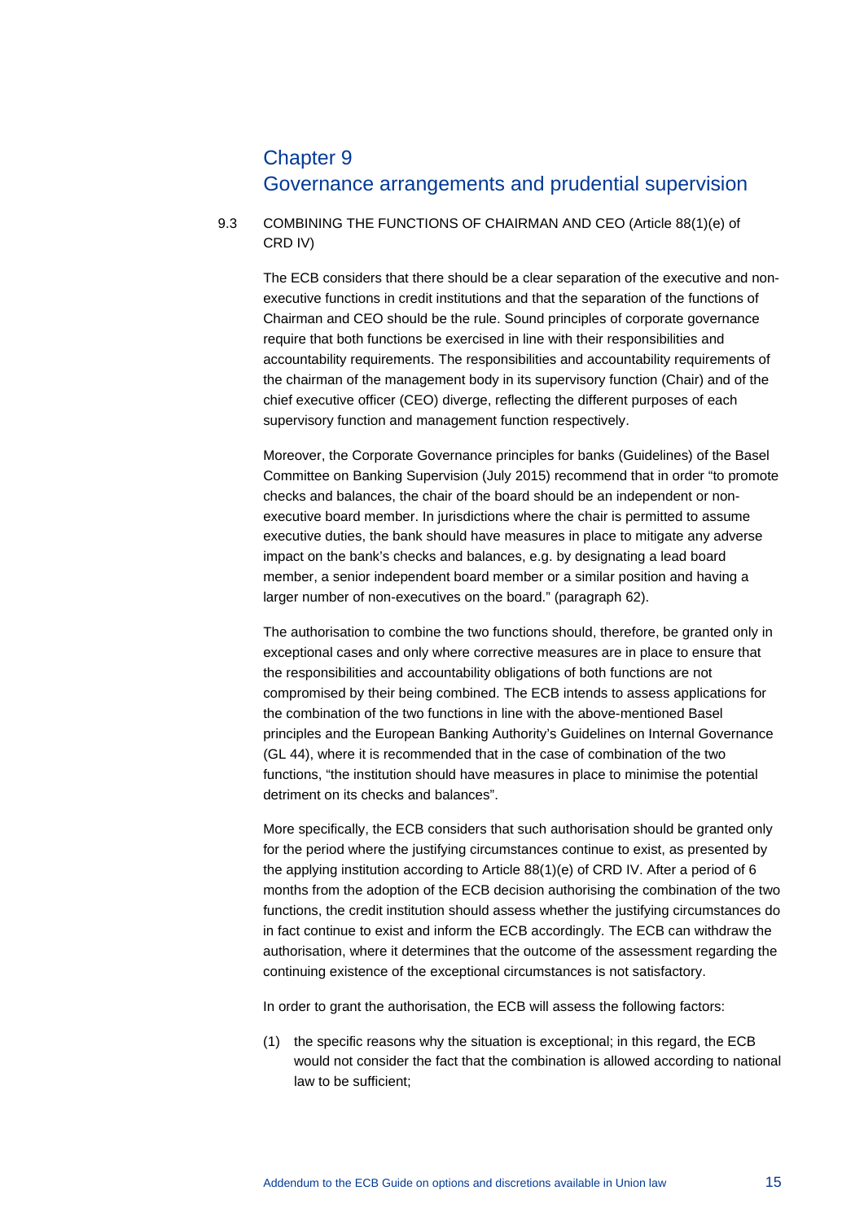# Chapter 9 Governance arrangements and prudential supervision

## 9.3 COMBINING THE FUNCTIONS OF CHAIRMAN AND CEO (Article 88(1)(e) of CRD IV)

The ECB considers that there should be a clear separation of the executive and non-executive functions in credit institutions and that the separation of the functions of Chairman and CEO should be the rule. Sound principles of corporate governance require that both functions be exercised in line with their responsibilities and accountability requirements. The responsibilities and accountability requirements of the chairman of the management body in its supervisory function (Chair) and of the chief executive officer (CEO) diverge, reflecting the different purposes of each supervisory function and management function respectively.

Moreover, the Corporate Governance principles for banks (Guidelines) of the Basel Committee on Banking Supervision (July 2015) recommend that in order "to promote checks and balances, the chair of the board should be an independent or non-executive board member. In jurisdictions where the chair is permitted to assume executive duties, the bank should have measures in place to mitigate any adverse impact on the bank's checks and balances, e.g. by designating a lead board member, a senior independent board member or a similar position and having a larger number of non-executives on the board." (paragraph 62).

The authorisation to combine the two functions should, therefore, be granted only in exceptional cases and only where corrective measures are in place to ensure that the responsibilities and accountability obligations of both functions are not compromised by their being combined. The ECB intends to assess applications for the combination of the two functions in line with the above-mentioned Basel principles and the European Banking Authority's Guidelines on Internal Governance (GL 44), where it is recommended that in the case of combination of the two functions, "the institution should have measures in place to minimise the potential detriment on its checks and balances".

More specifically, the ECB considers that such authorisation should be granted only for the period where the justifying circumstances continue to exist, as presented by the applying institution according to Article 88(1)(e) of CRD IV. After a period of 6 months from the adoption of the ECB decision authorising the combination of the two functions, the credit institution should assess whether the justifying circumstances do in fact continue to exist and inform the ECB accordingly. The ECB can withdraw the authorisation, where it determines that the outcome of the assessment regarding the continuing existence of the exceptional circumstances is not satisfactory.

In order to grant the authorisation, the ECB will assess the following factors:

(1) the specific reasons why the situation is exceptional; in this regard, the ECB would not consider the fact that the combination is allowed according to national law to be sufficient;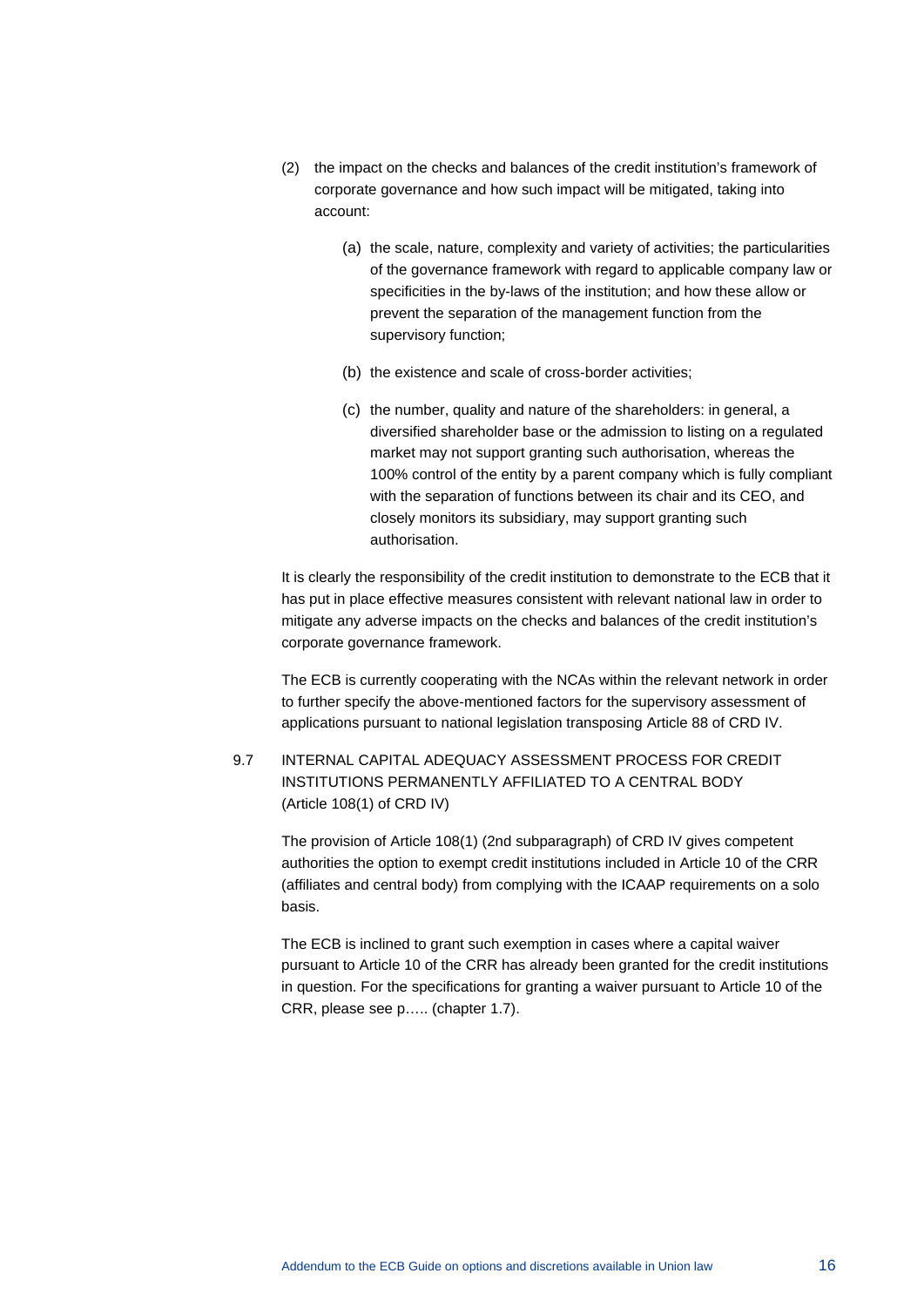(2) the impact on the checks and balances of the credit institution's framework of corporate governance and how such impact will be mitigated, taking into account:

   (a) the scale, nature, complexity and variety of activities; the particularities of the governance framework with regard to applicable company law or specificities in the by-laws of the institution; and how these allow or prevent the separation of the management function from the supervisory function;

   (b) the existence and scale of cross-border activities;

   (c) the number, quality and nature of the shareholders: in general, a diversified shareholder base or the admission to listing on a regulated market may not support granting such authorisation, whereas the 100% control of the entity by a parent company which is fully compliant with the separation of functions between its chair and its CEO, and closely monitors its subsidiary, may support granting such authorisation.

It is clearly the responsibility of the credit institution to demonstrate to the ECB that it has put in place effective measures consistent with relevant national law in order to mitigate any adverse impacts on the checks and balances of the credit institution's corporate governance framework.

The ECB is currently cooperating with the NCAs within the relevant network in order to further specify the above-mentioned factors for the supervisory assessment of applications pursuant to national legislation transposing Article 88 of CRD IV.

## 9.7 INTERNAL CAPITAL ADEQUACY ASSESSMENT PROCESS FOR CREDIT INSTITUTIONS PERMANENTLY AFFILIATED TO A CENTRAL BODY (Article 108(1) of CRD IV)

The provision of Article 108(1) (2nd subparagraph) of CRD IV gives competent authorities the option to exempt credit institutions included in Article 10 of the CRR (affiliates and central body) from complying with the ICAAP requirements on a solo basis.

The ECB is inclined to grant such exemption in cases where a capital waiver pursuant to Article 10 of the CRR has already been granted for the credit institutions in question. For the specifications for granting a waiver pursuant to Article 10 of the CRR, please see p….. (chapter 1.7).